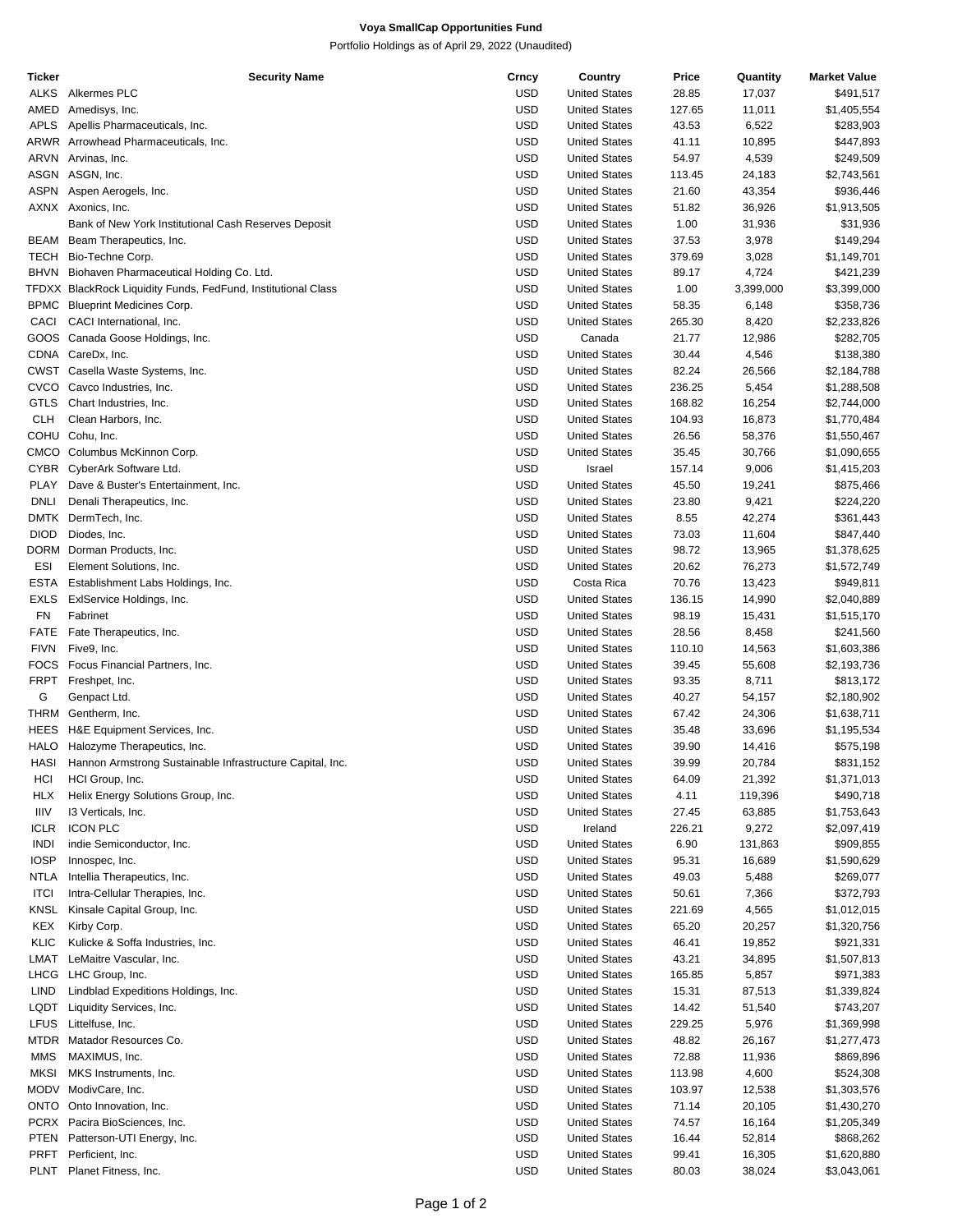**Voya SmallCap Opportunities Fund**

Portfolio Holdings as of April 29, 2022 (Unaudited)

| Ticker | Security Name | Crncy | Country | Price | Quantity | Market Value |
|---|---|---|---|---|---|---|
| ALKS | Alkermes PLC | USD | United States | 28.85 | 17,037 | $491,517 |
| AMED | Amedisys, Inc. | USD | United States | 127.65 | 11,011 | $1,405,554 |
| APLS | Apellis Pharmaceuticals, Inc. | USD | United States | 43.53 | 6,522 | $283,903 |
| ARWR | Arrowhead Pharmaceuticals, Inc. | USD | United States | 41.11 | 10,895 | $447,893 |
| ARVN | Arvinas, Inc. | USD | United States | 54.97 | 4,539 | $249,509 |
| ASGN | ASGN, Inc. | USD | United States | 113.45 | 24,183 | $2,743,561 |
| ASPN | Aspen Aerogels, Inc. | USD | United States | 21.60 | 43,354 | $936,446 |
| AXNX | Axonics, Inc. | USD | United States | 51.82 | 36,926 | $1,913,505 |
| | Bank of New York Institutional Cash Reserves Deposit | USD | United States | 1.00 | 31,936 | $31,936 |
| BEAM | Beam Therapeutics, Inc. | USD | United States | 37.53 | 3,978 | $149,294 |
| TECH | Bio-Techne Corp. | USD | United States | 379.69 | 3,028 | $1,149,701 |
| BHVN | Biohaven Pharmaceutical Holding Co. Ltd. | USD | United States | 89.17 | 4,724 | $421,239 |
| TFDXX | BlackRock Liquidity Funds, FedFund, Institutional Class | USD | United States | 1.00 | 3,399,000 | $3,399,000 |
| BPMC | Blueprint Medicines Corp. | USD | United States | 58.35 | 6,148 | $358,736 |
| CACI | CACI International, Inc. | USD | United States | 265.30 | 8,420 | $2,233,826 |
| GOOS | Canada Goose Holdings, Inc. | USD | Canada | 21.77 | 12,986 | $282,705 |
| CDNA | CareDx, Inc. | USD | United States | 30.44 | 4,546 | $138,380 |
| CWST | Casella Waste Systems, Inc. | USD | United States | 82.24 | 26,566 | $2,184,788 |
| CVCO | Cavco Industries, Inc. | USD | United States | 236.25 | 5,454 | $1,288,508 |
| GTLS | Chart Industries, Inc. | USD | United States | 168.82 | 16,254 | $2,744,000 |
| CLH | Clean Harbors, Inc. | USD | United States | 104.93 | 16,873 | $1,770,484 |
| COHU | Cohu, Inc. | USD | United States | 26.56 | 58,376 | $1,550,467 |
| CMCO | Columbus McKinnon Corp. | USD | United States | 35.45 | 30,766 | $1,090,655 |
| CYBR | CyberArk Software Ltd. | USD | Israel | 157.14 | 9,006 | $1,415,203 |
| PLAY | Dave & Buster's Entertainment, Inc. | USD | United States | 45.50 | 19,241 | $875,466 |
| DNLI | Denali Therapeutics, Inc. | USD | United States | 23.80 | 9,421 | $224,220 |
| DMTK | DermTech, Inc. | USD | United States | 8.55 | 42,274 | $361,443 |
| DIOD | Diodes, Inc. | USD | United States | 73.03 | 11,604 | $847,440 |
| DORM | Dorman Products, Inc. | USD | United States | 98.72 | 13,965 | $1,378,625 |
| ESI | Element Solutions, Inc. | USD | United States | 20.62 | 76,273 | $1,572,749 |
| ESTA | Establishment Labs Holdings, Inc. | USD | Costa Rica | 70.76 | 13,423 | $949,811 |
| EXLS | ExlService Holdings, Inc. | USD | United States | 136.15 | 14,990 | $2,040,889 |
| FN | Fabrinet | USD | United States | 98.19 | 15,431 | $1,515,170 |
| FATE | Fate Therapeutics, Inc. | USD | United States | 28.56 | 8,458 | $241,560 |
| FIVN | Five9, Inc. | USD | United States | 110.10 | 14,563 | $1,603,386 |
| FOCS | Focus Financial Partners, Inc. | USD | United States | 39.45 | 55,608 | $2,193,736 |
| FRPT | Freshpet, Inc. | USD | United States | 93.35 | 8,711 | $813,172 |
| G | Genpact Ltd. | USD | United States | 40.27 | 54,157 | $2,180,902 |
| THRM | Gentherm, Inc. | USD | United States | 67.42 | 24,306 | $1,638,711 |
| HEES | H&E Equipment Services, Inc. | USD | United States | 35.48 | 33,696 | $1,195,534 |
| HALO | Halozyme Therapeutics, Inc. | USD | United States | 39.90 | 14,416 | $575,198 |
| HASI | Hannon Armstrong Sustainable Infrastructure Capital, Inc. | USD | United States | 39.99 | 20,784 | $831,152 |
| HCI | HCI Group, Inc. | USD | United States | 64.09 | 21,392 | $1,371,013 |
| HLX | Helix Energy Solutions Group, Inc. | USD | United States | 4.11 | 119,396 | $490,718 |
| IIIV | I3 Verticals, Inc. | USD | United States | 27.45 | 63,885 | $1,753,643 |
| ICLR | ICON PLC | USD | Ireland | 226.21 | 9,272 | $2,097,419 |
| INDI | indie Semiconductor, Inc. | USD | United States | 6.90 | 131,863 | $909,855 |
| IOSP | Innospec, Inc. | USD | United States | 95.31 | 16,689 | $1,590,629 |
| NTLA | Intellia Therapeutics, Inc. | USD | United States | 49.03 | 5,488 | $269,077 |
| ITCI | Intra-Cellular Therapies, Inc. | USD | United States | 50.61 | 7,366 | $372,793 |
| KNSL | Kinsale Capital Group, Inc. | USD | United States | 221.69 | 4,565 | $1,012,015 |
| KEX | Kirby Corp. | USD | United States | 65.20 | 20,257 | $1,320,756 |
| KLIC | Kulicke & Soffa Industries, Inc. | USD | United States | 46.41 | 19,852 | $921,331 |
| LMAT | LeMaitre Vascular, Inc. | USD | United States | 43.21 | 34,895 | $1,507,813 |
| LHCG | LHC Group, Inc. | USD | United States | 165.85 | 5,857 | $971,383 |
| LIND | Lindblad Expeditions Holdings, Inc. | USD | United States | 15.31 | 87,513 | $1,339,824 |
| LQDT | Liquidity Services, Inc. | USD | United States | 14.42 | 51,540 | $743,207 |
| LFUS | Littelfuse, Inc. | USD | United States | 229.25 | 5,976 | $1,369,998 |
| MTDR | Matador Resources Co. | USD | United States | 48.82 | 26,167 | $1,277,473 |
| MMS | MAXIMUS, Inc. | USD | United States | 72.88 | 11,936 | $869,896 |
| MKSI | MKS Instruments, Inc. | USD | United States | 113.98 | 4,600 | $524,308 |
| MODV | ModivCare, Inc. | USD | United States | 103.97 | 12,538 | $1,303,576 |
| ONTO | Onto Innovation, Inc. | USD | United States | 71.14 | 20,105 | $1,430,270 |
| PCRX | Pacira BioSciences, Inc. | USD | United States | 74.57 | 16,164 | $1,205,349 |
| PTEN | Patterson-UTI Energy, Inc. | USD | United States | 16.44 | 52,814 | $868,262 |
| PRFT | Perficient, Inc. | USD | United States | 99.41 | 16,305 | $1,620,880 |
| PLNT | Planet Fitness, Inc. | USD | United States | 80.03 | 38,024 | $3,043,061 |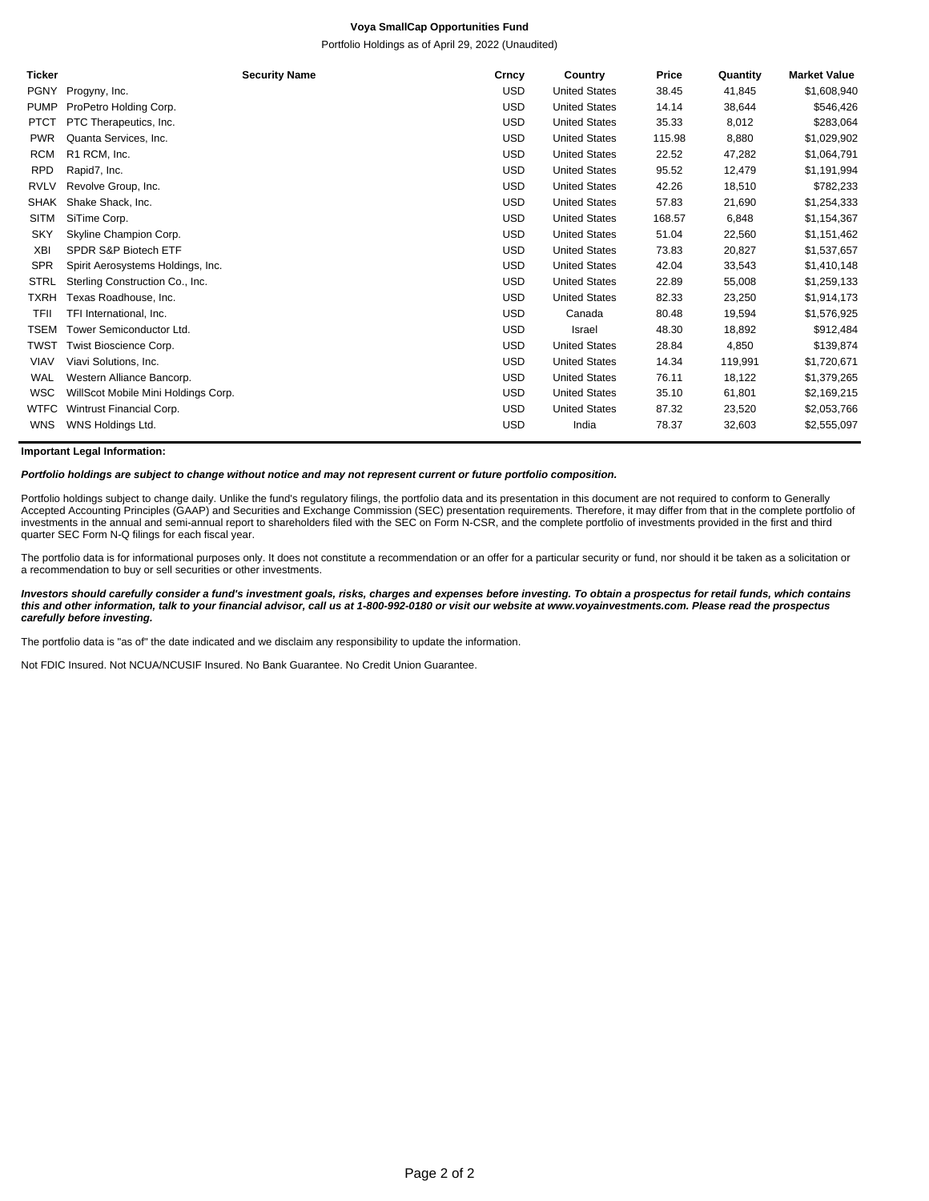**Voya SmallCap Opportunities Fund**

Portfolio Holdings as of April 29, 2022 (Unaudited)

| Ticker | Security Name | Crncy | Country | Price | Quantity | Market Value |
|---|---|---|---|---|---|---|
| PGNY | Progyny, Inc. | USD | United States | 38.45 | 41,845 | $1,608,940 |
| PUMP | ProPetro Holding Corp. | USD | United States | 14.14 | 38,644 | $546,426 |
| PTCT | PTC Therapeutics, Inc. | USD | United States | 35.33 | 8,012 | $283,064 |
| PWR | Quanta Services, Inc. | USD | United States | 115.98 | 8,880 | $1,029,902 |
| RCM | R1 RCM, Inc. | USD | United States | 22.52 | 47,282 | $1,064,791 |
| RPD | Rapid7, Inc. | USD | United States | 95.52 | 12,479 | $1,191,994 |
| RVLV | Revolve Group, Inc. | USD | United States | 42.26 | 18,510 | $782,233 |
| SHAK | Shake Shack, Inc. | USD | United States | 57.83 | 21,690 | $1,254,333 |
| SITM | SiTime Corp. | USD | United States | 168.57 | 6,848 | $1,154,367 |
| SKY | Skyline Champion Corp. | USD | United States | 51.04 | 22,560 | $1,151,462 |
| XBI | SPDR S&P Biotech ETF | USD | United States | 73.83 | 20,827 | $1,537,657 |
| SPR | Spirit Aerosystems Holdings, Inc. | USD | United States | 42.04 | 33,543 | $1,410,148 |
| STRL | Sterling Construction Co., Inc. | USD | United States | 22.89 | 55,008 | $1,259,133 |
| TXRH | Texas Roadhouse, Inc. | USD | United States | 82.33 | 23,250 | $1,914,173 |
| TFII | TFI International, Inc. | USD | Canada | 80.48 | 19,594 | $1,576,925 |
| TSEM | Tower Semiconductor Ltd. | USD | Israel | 48.30 | 18,892 | $912,484 |
| TWST | Twist Bioscience Corp. | USD | United States | 28.84 | 4,850 | $139,874 |
| VIAV | Viavi Solutions, Inc. | USD | United States | 14.34 | 119,991 | $1,720,671 |
| WAL | Western Alliance Bancorp. | USD | United States | 76.11 | 18,122 | $1,379,265 |
| WSC | WillScot Mobile Mini Holdings Corp. | USD | United States | 35.10 | 61,801 | $2,169,215 |
| WTFC | Wintrust Financial Corp. | USD | United States | 87.32 | 23,520 | $2,053,766 |
| WNS | WNS Holdings Ltd. | USD | India | 78.37 | 32,603 | $2,555,097 |

**Important Legal Information:**

***Portfolio holdings are subject to change without notice and may not represent current or future portfolio composition.***

Portfolio holdings subject to change daily. Unlike the fund's regulatory filings, the portfolio data and its presentation in this document are not required to conform to Generally Accepted Accounting Principles (GAAP) and Securities and Exchange Commission (SEC) presentation requirements. Therefore, it may differ from that in the complete portfolio of investments in the annual and semi-annual report to shareholders filed with the SEC on Form N-CSR, and the complete portfolio of investments provided in the first and third quarter SEC Form N-Q filings for each fiscal year.

The portfolio data is for informational purposes only. It does not constitute a recommendation or an offer for a particular security or fund, nor should it be taken as a solicitation or a recommendation to buy or sell securities or other investments.

***Investors should carefully consider a fund's investment goals, risks, charges and expenses before investing. To obtain a prospectus for retail funds, which contains this and other information, talk to your financial advisor, call us at 1-800-992-0180 or visit our website at www.voyainvestments.com. Please read the prospectus carefully before investing.***

The portfolio data is "as of" the date indicated and we disclaim any responsibility to update the information.

Not FDIC Insured. Not NCUA/NCUSIF Insured. No Bank Guarantee. No Credit Union Guarantee.